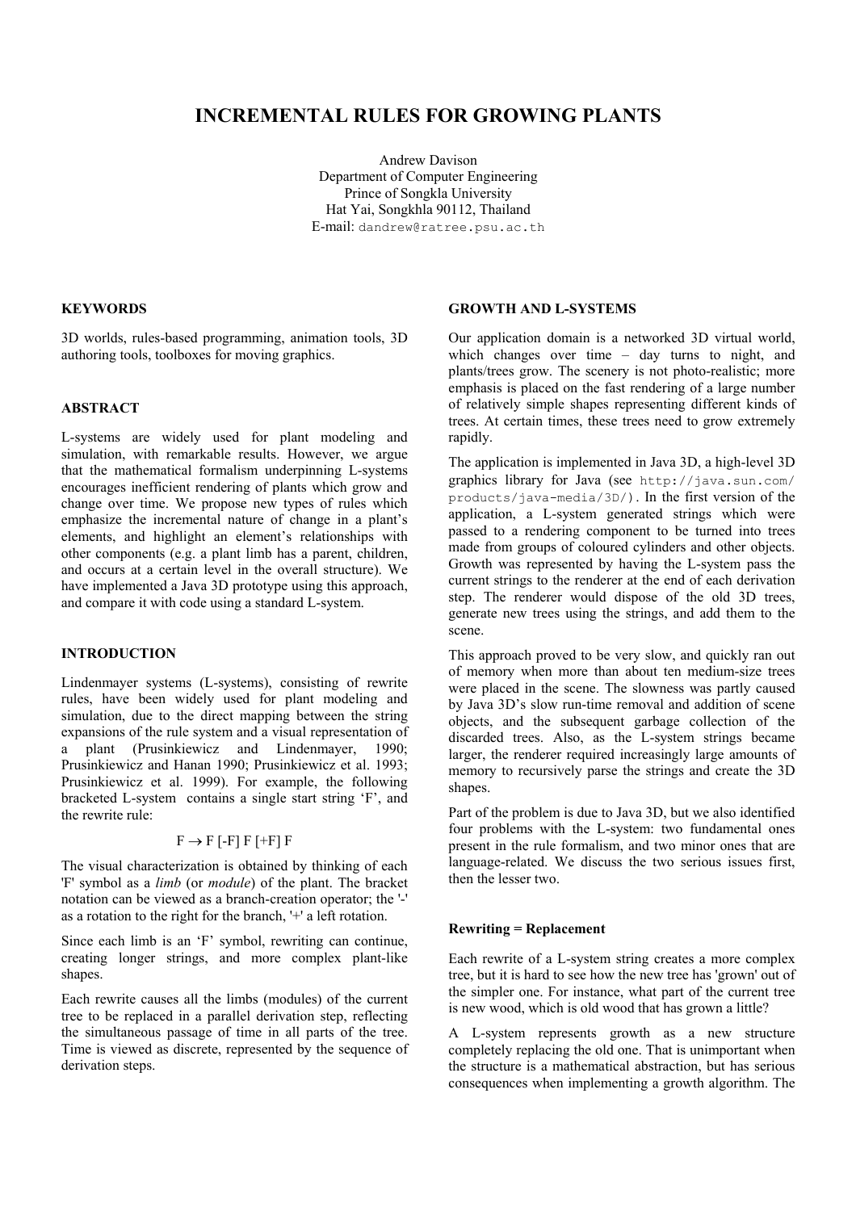# INCREMENTAL RULES FOR GROWING PLANTS

Andrew Davison
Department of Computer Engineering
Prince of Songkla University
Hat Yai, Songkhla 90112, Thailand
E-mail: dandrew@ratree.psu.ac.th

## KEYWORDS

3D worlds, rules-based programming, animation tools, 3D authoring tools, toolboxes for moving graphics.

## ABSTRACT

L-systems are widely used for plant modeling and simulation, with remarkable results. However, we argue that the mathematical formalism underpinning L-systems encourages inefficient rendering of plants which grow and change over time. We propose new types of rules which emphasize the incremental nature of change in a plant's elements, and highlight an element's relationships with other components (e.g. a plant limb has a parent, children, and occurs at a certain level in the overall structure). We have implemented a Java 3D prototype using this approach, and compare it with code using a standard L-system.

## INTRODUCTION

Lindenmayer systems (L-systems), consisting of rewrite rules, have been widely used for plant modeling and simulation, due to the direct mapping between the string expansions of the rule system and a visual representation of a plant (Prusinkiewicz and Lindenmayer, 1990; Prusinkiewicz and Hanan 1990; Prusinkiewicz et al. 1993; Prusinkiewicz et al. 1999). For example, the following bracketed L-system contains a single start string 'F', and the rewrite rule:

$$F \rightarrow F\ [-F]\ F\ [+F]\ F$$

The visual characterization is obtained by thinking of each 'F' symbol as a *limb* (or *module*) of the plant. The bracket notation can be viewed as a branch-creation operator; the '-' as a rotation to the right for the branch, '+' a left rotation.

Since each limb is an 'F' symbol, rewriting can continue, creating longer strings, and more complex plant-like shapes.

Each rewrite causes all the limbs (modules) of the current tree to be replaced in a parallel derivation step, reflecting the simultaneous passage of time in all parts of the tree. Time is viewed as discrete, represented by the sequence of derivation steps.

## GROWTH AND L-SYSTEMS

Our application domain is a networked 3D virtual world, which changes over time – day turns to night, and plants/trees grow. The scenery is not photo-realistic; more emphasis is placed on the fast rendering of a large number of relatively simple shapes representing different kinds of trees. At certain times, these trees need to grow extremely rapidly.

The application is implemented in Java 3D, a high-level 3D graphics library for Java (see http://java.sun.com/products/java-media/3D/). In the first version of the application, a L-system generated strings which were passed to a rendering component to be turned into trees made from groups of coloured cylinders and other objects. Growth was represented by having the L-system pass the current strings to the renderer at the end of each derivation step. The renderer would dispose of the old 3D trees, generate new trees using the strings, and add them to the scene.

This approach proved to be very slow, and quickly ran out of memory when more than about ten medium-size trees were placed in the scene. The slowness was partly caused by Java 3D's slow run-time removal and addition of scene objects, and the subsequent garbage collection of the discarded trees. Also, as the L-system strings became larger, the renderer required increasingly large amounts of memory to recursively parse the strings and create the 3D shapes.

Part of the problem is due to Java 3D, but we also identified four problems with the L-system: two fundamental ones present in the rule formalism, and two minor ones that are language-related. We discuss the two serious issues first, then the lesser two.

### Rewriting = Replacement

Each rewrite of a L-system string creates a more complex tree, but it is hard to see how the new tree has 'grown' out of the simpler one. For instance, what part of the current tree is new wood, which is old wood that has grown a little?

A L-system represents growth as a new structure completely replacing the old one. That is unimportant when the structure is a mathematical abstraction, but has serious consequences when implementing a growth algorithm. The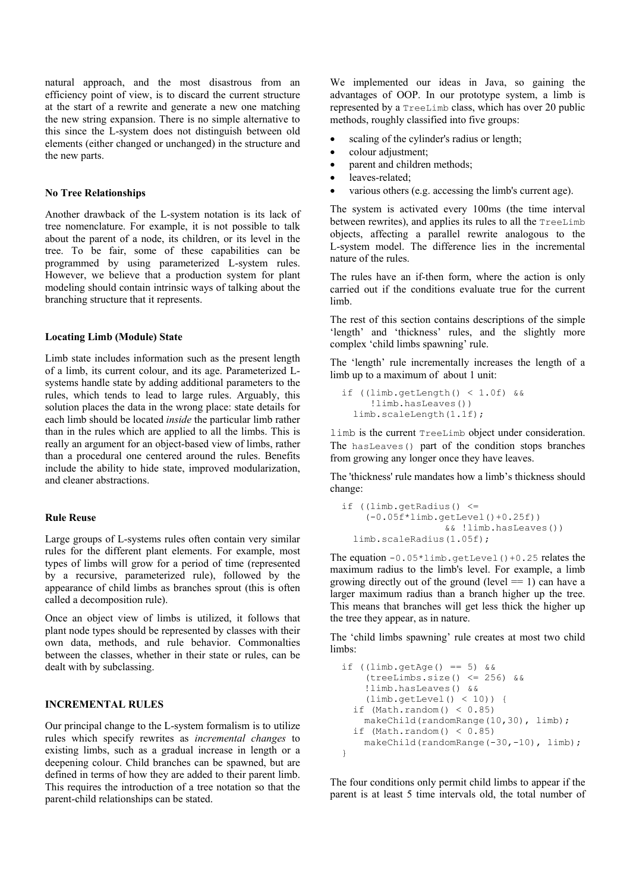natural approach, and the most disastrous from an efficiency point of view, is to discard the current structure at the start of a rewrite and generate a new one matching the new string expansion. There is no simple alternative to this since the L-system does not distinguish between old elements (either changed or unchanged) in the structure and the new parts.

### No Tree Relationships

Another drawback of the L-system notation is its lack of tree nomenclature. For example, it is not possible to talk about the parent of a node, its children, or its level in the tree. To be fair, some of these capabilities can be programmed by using parameterized L-system rules. However, we believe that a production system for plant modeling should contain intrinsic ways of talking about the branching structure that it represents.

### Locating Limb (Module) State

Limb state includes information such as the present length of a limb, its current colour, and its age. Parameterized L-systems handle state by adding additional parameters to the rules, which tends to lead to large rules. Arguably, this solution places the data in the wrong place: state details for each limb should be located *inside* the particular limb rather than in the rules which are applied to all the limbs. This is really an argument for an object-based view of limbs, rather than a procedural one centered around the rules. Benefits include the ability to hide state, improved modularization, and cleaner abstractions.

### Rule Reuse

Large groups of L-systems rules often contain very similar rules for the different plant elements. For example, most types of limbs will grow for a period of time (represented by a recursive, parameterized rule), followed by the appearance of child limbs as branches sprout (this is often called a decomposition rule).

Once an object view of limbs is utilized, it follows that plant node types should be represented by classes with their own data, methods, and rule behavior. Commonalties between the classes, whether in their state or rules, can be dealt with by subclassing.

## INCREMENTAL RULES

Our principal change to the L-system formalism is to utilize rules which specify rewrites as *incremental changes* to existing limbs, such as a gradual increase in length or a deepening colour. Child branches can be spawned, but are defined in terms of how they are added to their parent limb. This requires the introduction of a tree notation so that the parent-child relationships can be stated.

We implemented our ideas in Java, so gaining the advantages of OOP. In our prototype system, a limb is represented by a `TreeLimb` class, which has over 20 public methods, roughly classified into five groups:

- scaling of the cylinder's radius or length;
- colour adjustment;
- parent and children methods;
- leaves-related;
- various others (e.g. accessing the limb's current age).

The system is activated every 100ms (the time interval between rewrites), and applies its rules to all the `TreeLimb` objects, affecting a parallel rewrite analogous to the L-system model. The difference lies in the incremental nature of the rules.

The rules have an if-then form, where the action is only carried out if the conditions evaluate true for the current limb.

The rest of this section contains descriptions of the simple 'length' and 'thickness' rules, and the slightly more complex 'child limbs spawning' rule.

The 'length' rule incrementally increases the length of a limb up to a maximum of about 1 unit:

```
if ((limb.getLength() < 1.0f) &&
     !limb.hasLeaves())
  limb.scaleLength(1.1f);
```

`limb` is the current `TreeLimb` object under consideration. The `hasLeaves()` part of the condition stops branches from growing any longer once they have leaves.

The 'thickness' rule mandates how a limb's thickness should change:

```
if ((limb.getRadius() <=
    (-0.05f*limb.getLevel()+0.25f))
                 && !limb.hasLeaves())
  limb.scaleRadius(1.05f);
```

The equation `-0.05*limb.getLevel()+0.25` relates the maximum radius to the limb's level. For example, a limb growing directly out of the ground (level == 1) can have a larger maximum radius than a branch higher up the tree. This means that branches will get less thick the higher up the tree they appear, as in nature.

The 'child limbs spawning' rule creates at most two child limbs:

```
if ((limb.getAge() == 5) &&
    (treeLimbs.size() <= 256) &&
    !limb.hasLeaves() &&
    (limb.getLevel() < 10)) {
  if (Math.random() < 0.85)
    makeChild(randomRange(10,30), limb);
  if (Math.random() < 0.85)
    makeChild(randomRange(-30,-10), limb);
}
```

The four conditions only permit child limbs to appear if the parent is at least 5 time intervals old, the total number of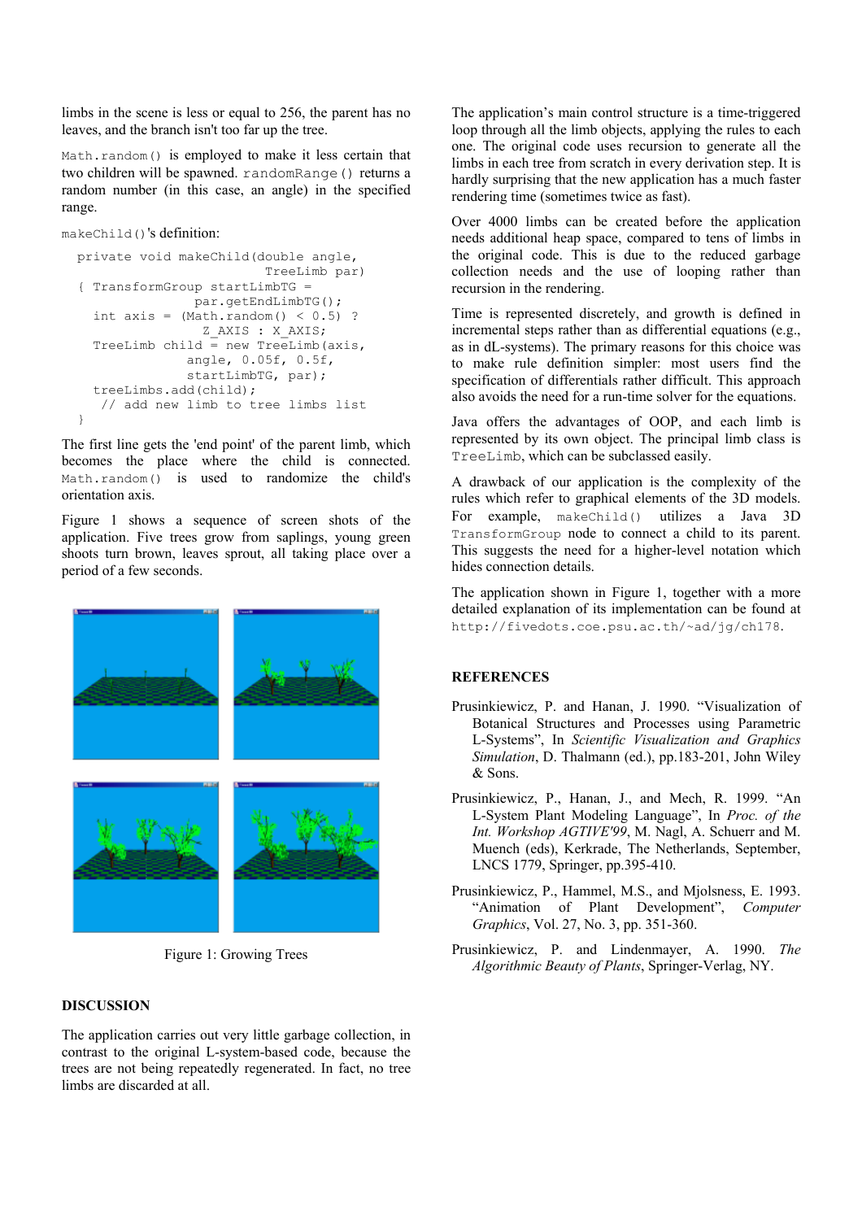limbs in the scene is less or equal to 256, the parent has no leaves, and the branch isn't too far up the tree.

`Math.random()` is employed to make it less certain that two children will be spawned. `randomRange()` returns a random number (in this case, an angle) in the specified range.

`makeChild()`'s definition:

```
private void makeChild(double angle,
                        TreeLimb par)
{ TransformGroup startLimbTG =
              par.getEndLimbTG();
  int axis = (Math.random() < 0.5) ?
              Z_AXIS : X_AXIS;
  TreeLimb child = new TreeLimb(axis,
              angle, 0.05f, 0.5f,
              startLimbTG, par);
  treeLimbs.add(child);
   // add new limb to tree limbs list
}
```

The first line gets the 'end point' of the parent limb, which becomes the place where the child is connected. `Math.random()` is used to randomize the child's orientation axis.

Figure 1 shows a sequence of screen shots of the application. Five trees grow from saplings, young green shoots turn brown, leaves sprout, all taking place over a period of a few seconds.

Figure 1: Growing Trees

## DISCUSSION

The application carries out very little garbage collection, in contrast to the original L-system-based code, because the trees are not being repeatedly regenerated. In fact, no tree limbs are discarded at all.

The application's main control structure is a time-triggered loop through all the limb objects, applying the rules to each one. The original code uses recursion to generate all the limbs in each tree from scratch in every derivation step. It is hardly surprising that the new application has a much faster rendering time (sometimes twice as fast).

Over 4000 limbs can be created before the application needs additional heap space, compared to tens of limbs in the original code. This is due to the reduced garbage collection needs and the use of looping rather than recursion in the rendering.

Time is represented discretely, and growth is defined in incremental steps rather than as differential equations (e.g., as in dL-systems). The primary reasons for this choice was to make rule definition simpler: most users find the specification of differentials rather difficult. This approach also avoids the need for a run-time solver for the equations.

Java offers the advantages of OOP, and each limb is represented by its own object. The principal limb class is `TreeLimb`, which can be subclassed easily.

A drawback of our application is the complexity of the rules which refer to graphical elements of the 3D models. For example, `makeChild()` utilizes a Java 3D `TransformGroup` node to connect a child to its parent. This suggests the need for a higher-level notation which hides connection details.

The application shown in Figure 1, together with a more detailed explanation of its implementation can be found at `http://fivedots.coe.psu.ac.th/~ad/jg/ch178`.

## REFERENCES

Prusinkiewicz, P. and Hanan, J. 1990. "Visualization of Botanical Structures and Processes using Parametric L-Systems", In *Scientific Visualization and Graphics Simulation*, D. Thalmann (ed.), pp.183-201, John Wiley & Sons.

Prusinkiewicz, P., Hanan, J., and Mech, R. 1999. "An L-System Plant Modeling Language", In *Proc. of the Int. Workshop AGTIVE'99*, M. Nagl, A. Schuerr and M. Muench (eds), Kerkrade, The Netherlands, September, LNCS 1779, Springer, pp.395-410.

Prusinkiewicz, P., Hammel, M.S., and Mjolsness, E. 1993. "Animation of Plant Development", *Computer Graphics*, Vol. 27, No. 3, pp. 351-360.

Prusinkiewicz, P. and Lindenmayer, A. 1990. *The Algorithmic Beauty of Plants*, Springer-Verlag, NY.